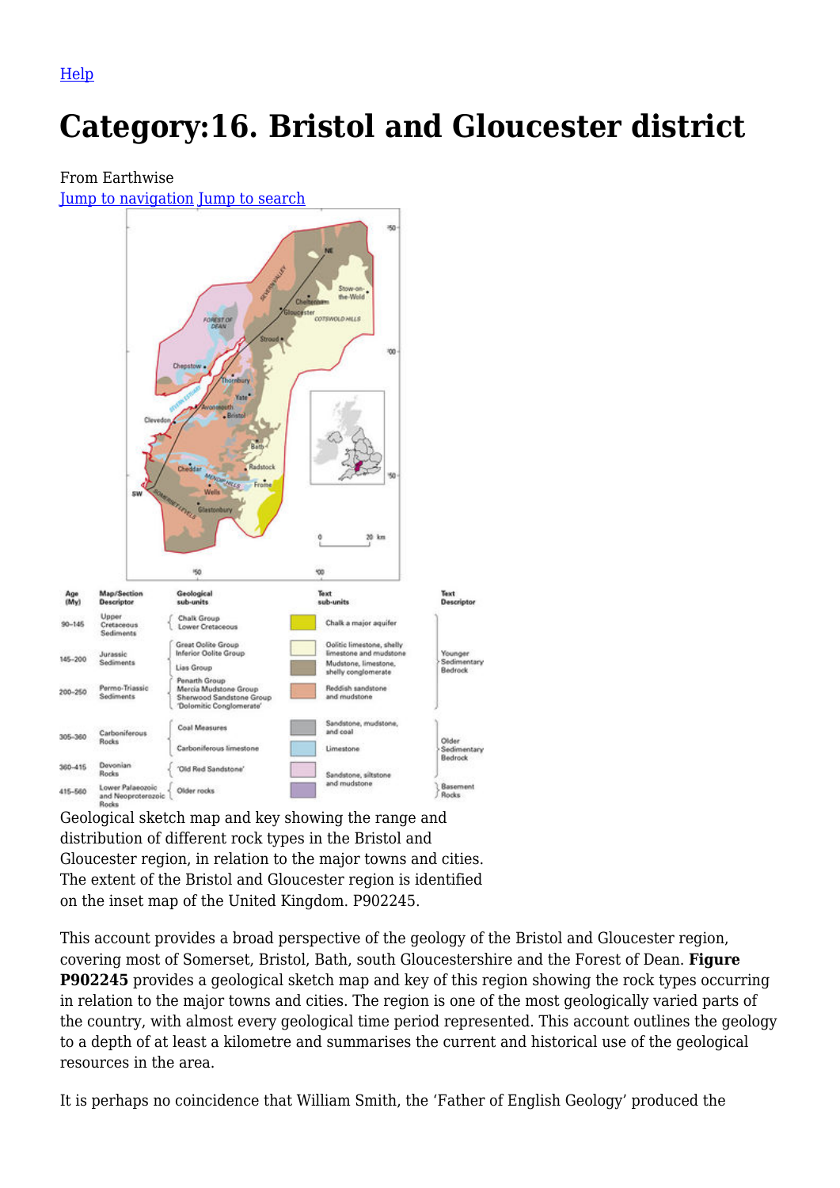Help

# Category:16. Bristol and Gloucester district

From Earthwise

Jump to navigation Jump to search

Geological sketch map and key showing the range and distribution of different rock types in the Bristol and Gloucester region, in relation to the major towns and cities. The extent of the Bristol and Gloucester region is identified on the inset map of the United Kingdom. P902245.

This account provides a broad perspective of the geology of the Bristol and Gloucester region, covering most of Somerset, Bristol, Bath, south Gloucestershire and the Forest of Dean. **Figure P902245** provides a geological sketch map and key of this region showing the rock types occurring in relation to the major towns and cities. The region is one of the most geologically varied parts of the country, with almost every geological time period represented. This account outlines the geology to a depth of at least a kilometre and summarises the current and historical use of the geological resources in the area.

It is perhaps no coincidence that William Smith, the 'Father of English Geology' produced the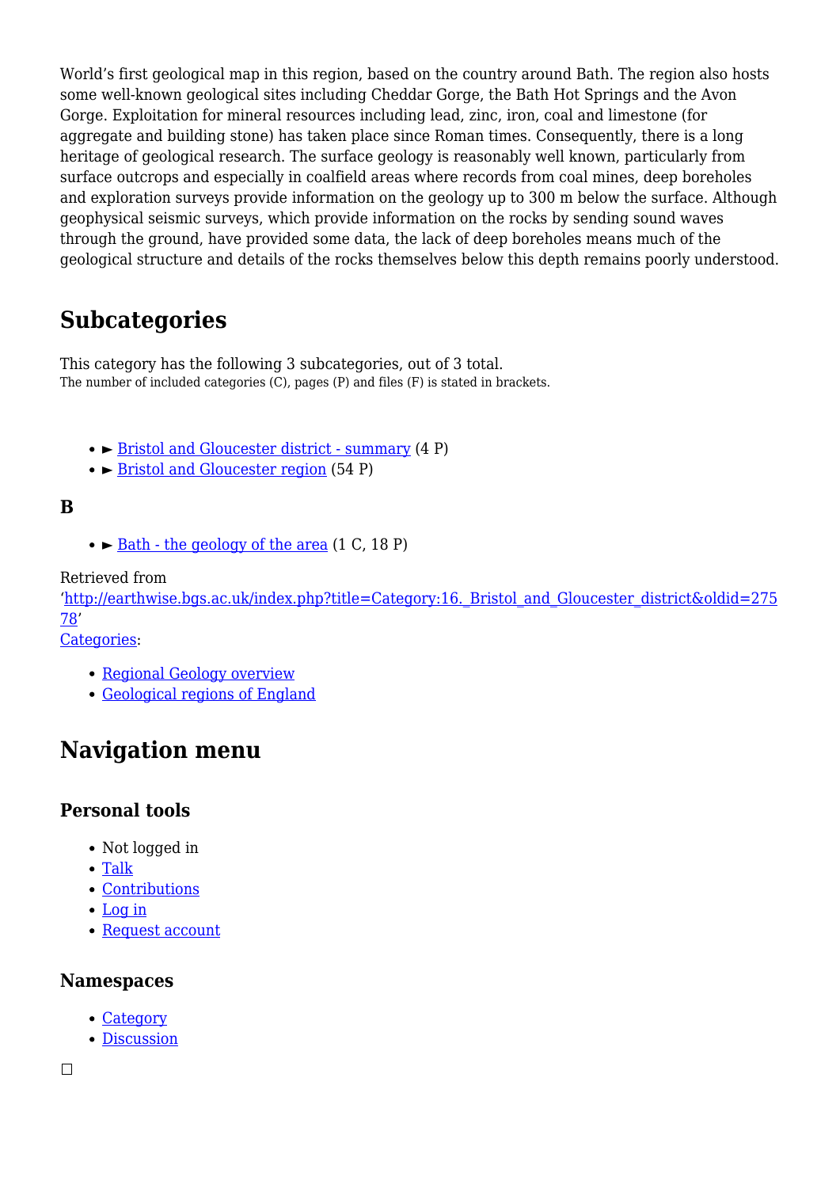World's first geological map in this region, based on the country around Bath. The region also hosts some well-known geological sites including Cheddar Gorge, the Bath Hot Springs and the Avon Gorge. Exploitation for mineral resources including lead, zinc, iron, coal and limestone (for aggregate and building stone) has taken place since Roman times. Consequently, there is a long heritage of geological research. The surface geology is reasonably well known, particularly from surface outcrops and especially in coalfield areas where records from coal mines, deep boreholes and exploration surveys provide information on the geology up to 300 m below the surface. Although geophysical seismic surveys, which provide information on the rocks by sending sound waves through the ground, have provided some data, the lack of deep boreholes means much of the geological structure and details of the rocks themselves below this depth remains poorly understood.

## Subcategories

This category has the following 3 subcategories, out of 3 total.
The number of included categories (C), pages (P) and files (F) is stated in brackets.

- ► Bristol and Gloucester district - summary (4 P)
- ► Bristol and Gloucester region (54 P)

### B

- ► Bath - the geology of the area (1 C, 18 P)

Retrieved from 'http://earthwise.bgs.ac.uk/index.php?title=Category:16._Bristol_and_Gloucester_district&oldid=27578'
Categories:

- Regional Geology overview
- Geological regions of England

## Navigation menu

### Personal tools

- Not logged in
- Talk
- Contributions
- Log in
- Request account

### Namespaces

- Category
- Discussion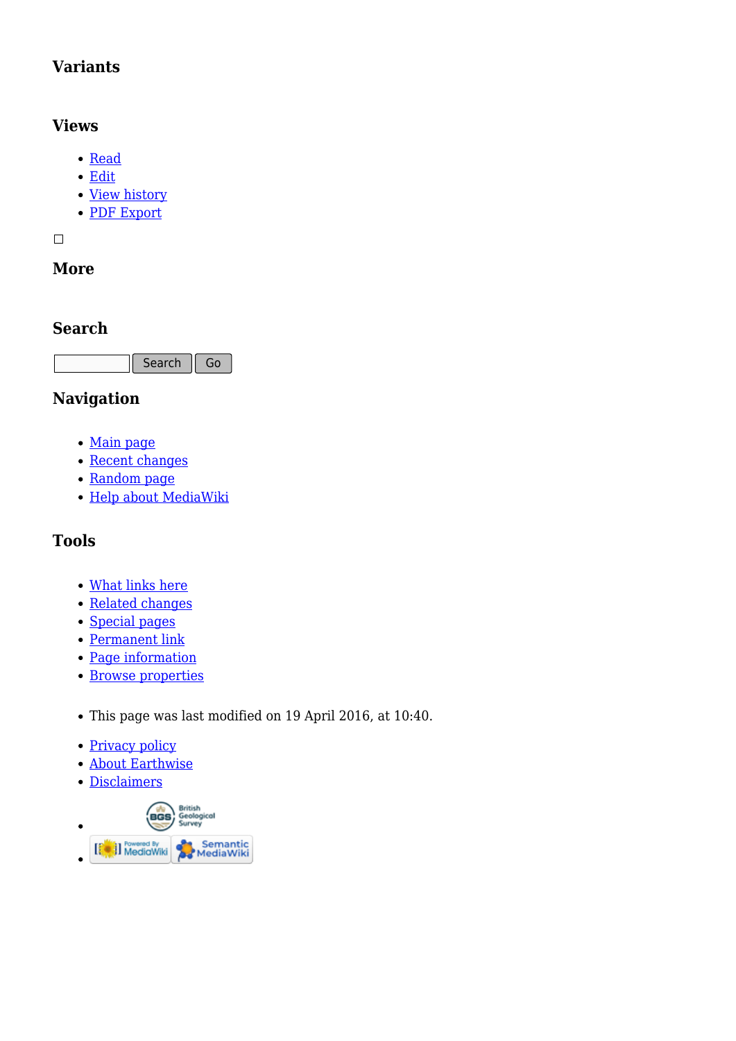### Variants

### Views

- Read
- Edit
- View history
- PDF Export

### More

### Search

Search Go

### Navigation

- Main page
- Recent changes
- Random page
- Help about MediaWiki

### Tools

- What links here
- Related changes
- Special pages
- Permanent link
- Page information
- Browse properties

- This page was last modified on 19 April 2016, at 10:40.

- Privacy policy
- About Earthwise
- Disclaimers